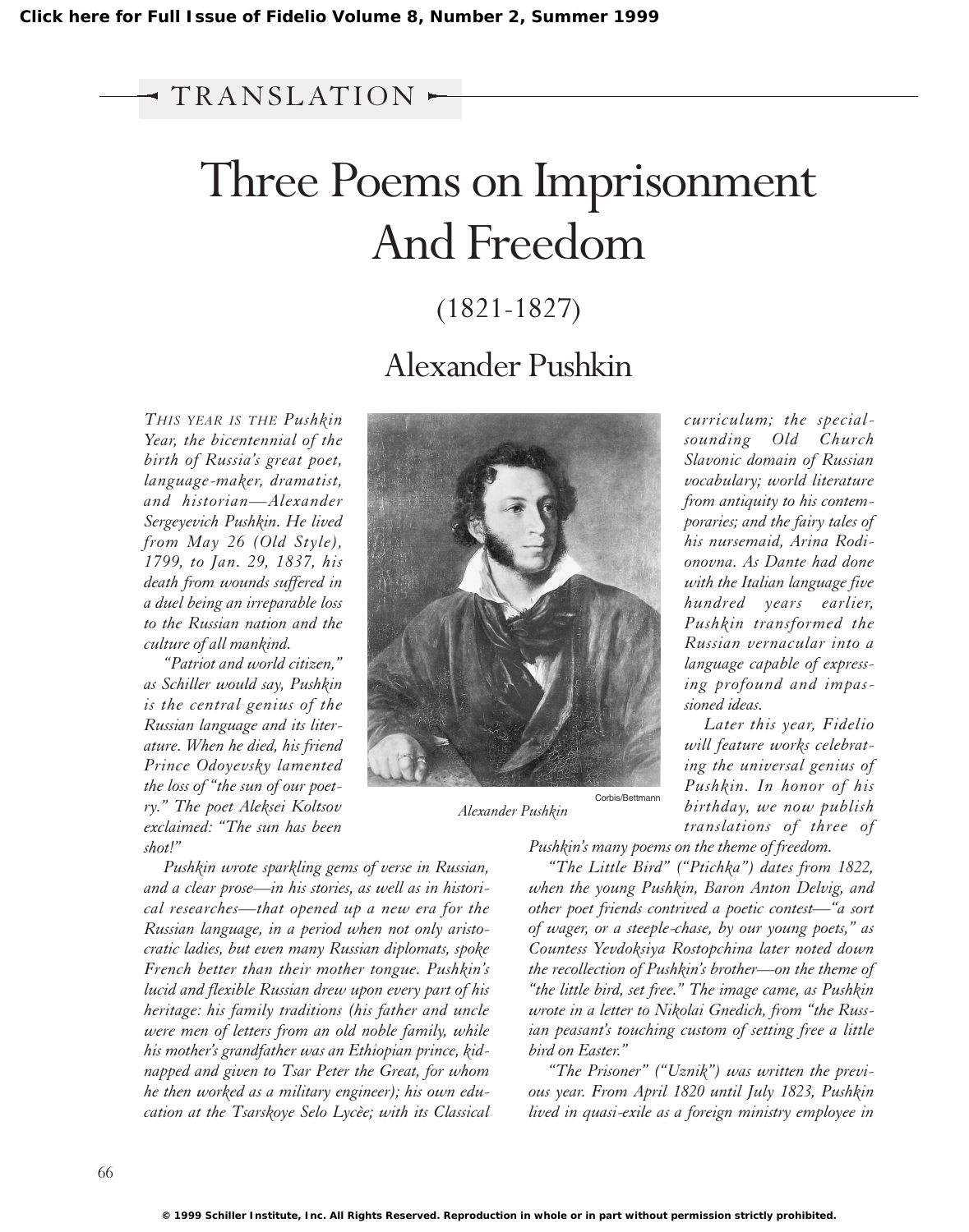TRANSLATION

# Three Poems on Imprisonment And Freedom

## (1821-1827)

## Alexander Pushkin

*This year is the Pushkin Year, the bicentennial of the birth of Russia's great poet, language-maker, dramatist, and historian—Alexander Sergeyevich Pushkin. He lived from May 26 (Old Style), 1799, to Jan. 29, 1837, his death from wounds suffered in a duel being an irreparable loss to the Russian nation and the culture of all mankind.*

*"Patriot and world citizen," as Schiller would say, Pushkin is the central genius of the Russian language and its literature. When he died, his friend Prince Odoyevsky lamented the loss of "the sun of our poetry." The poet Aleksei Koltsov exclaimed: "The sun has been shot!"*

Alexander Pushkin

Corbis/Bettmann

*Pushkin wrote sparkling gems of verse in Russian, and a clear prose—in his stories, as well as in historical researches—that opened up a new era for the Russian language, in a period when not only aristocratic ladies, but even many Russian diplomats, spoke French better than their mother tongue. Pushkin's lucid and flexible Russian drew upon every part of his heritage: his family traditions (his father and uncle were men of letters from an old noble family, while his mother's grandfather was an Ethiopian prince, kidnapped and given to Tsar Peter the Great, for whom he then worked as a military engineer); his own education at the Tsarskoye Selo Lycèe; with its Classical curriculum; the special-sounding Old Church Slavonic domain of Russian vocabulary; world literature from antiquity to his contemporaries; and the fairy tales of his nursemaid, Arina Rodionovna. As Dante had done with the Italian language five hundred years earlier, Pushkin transformed the Russian vernacular into a language capable of expressing profound and impassioned ideas.*

*Later this year, Fidelio will feature works celebrating the universal genius of Pushkin. In honor of his birthday, we now publish translations of three of Pushkin's many poems on the theme of freedom.*

*"The Little Bird" ("Ptichka") dates from 1822, when the young Pushkin, Baron Anton Delvig, and other poet friends contrived a poetic contest—"a sort of wager, or a steeple-chase, by our young poets," as Countess Yevdoksiya Rostopchina later noted down the recollection of Pushkin's brother—on the theme of "the little bird, set free." The image came, as Pushkin wrote in a letter to Nikolai Gnedich, from "the Russian peasant's touching custom of setting free a little bird on Easter."*

*"The Prisoner" ("Uznik") was written the previous year. From April 1820 until July 1823, Pushkin lived in quasi-exile as a foreign ministry employee in*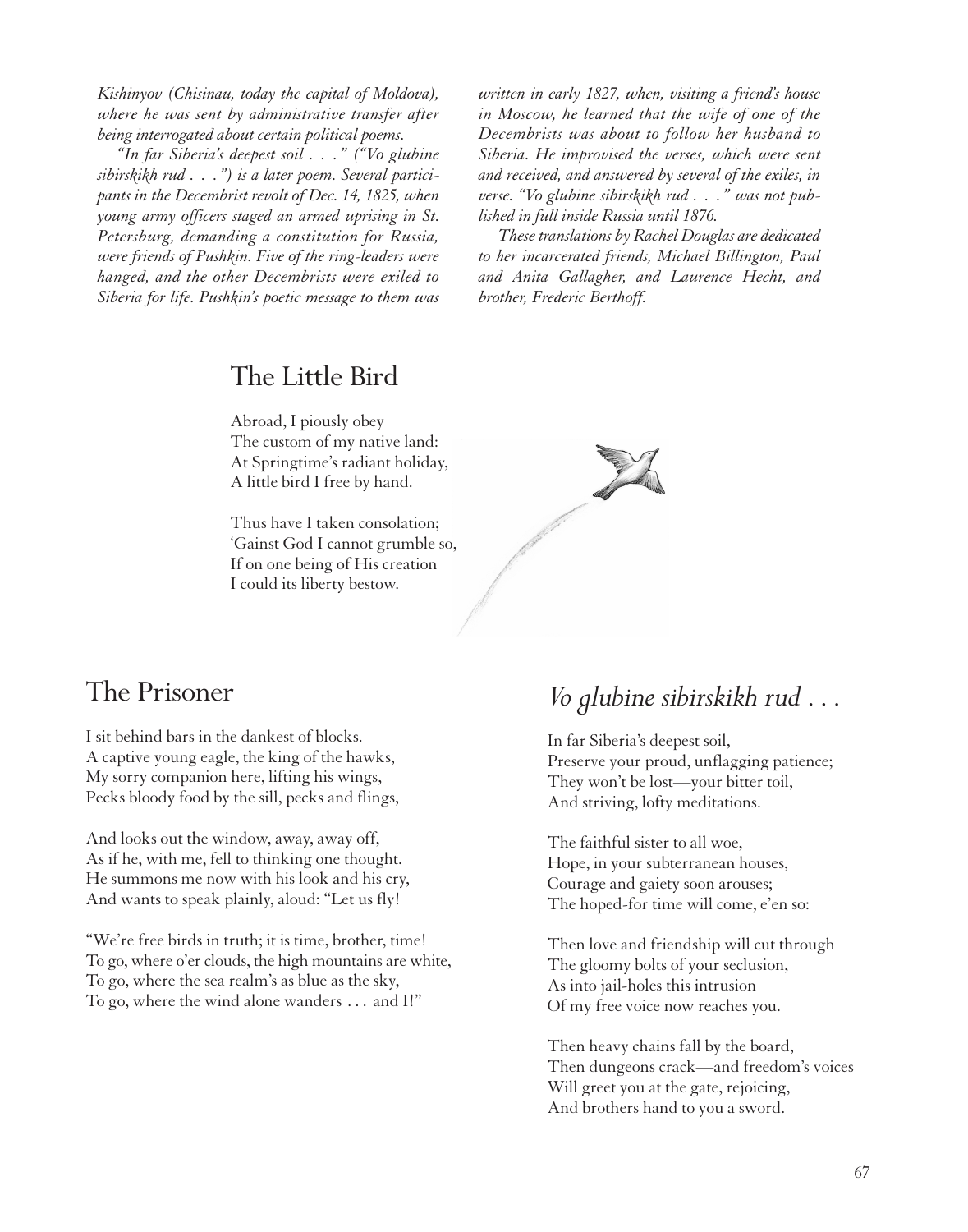*Kishinyov (Chisinau, today the capital of Moldova), where he was sent by administrative transfer after being interrogated about certain political poems.*

*"In far Siberia's deepest soil . . ." ("Vo glubine sibirskikh rud . . .") is a later poem. Several participants in the Decembrist revolt of Dec. 14, 1825, when young army officers staged an armed uprising in St. Petersburg, demanding a constitution for Russia, were friends of Pushkin. Five of the ring-leaders were hanged, and the other Decembrists were exiled to Siberia for life. Pushkin's poetic message to them was written in early 1827, when, visiting a friend's house in Moscow, he learned that the wife of one of the Decembrists was about to follow her husband to Siberia. He improvised the verses, which were sent and received, and answered by several of the exiles, in verse. "Vo glubine sibirskikh rud . . ." was not published in full inside Russia until 1876.*

*These translations by Rachel Douglas are dedicated to her incarcerated friends, Michael Billington, Paul and Anita Gallagher, and Laurence Hecht, and brother, Frederic Berthoff.*

## The Little Bird

Abroad, I piously obey
The custom of my native land:
At Springtime's radiant holiday,
A little bird I free by hand.

Thus have I taken consolation;
'Gainst God I cannot grumble so,
If on one being of His creation
I could its liberty bestow.

## The Prisoner

I sit behind bars in the dankest of blocks.
A captive young eagle, the king of the hawks,
My sorry companion here, lifting his wings,
Pecks bloody food by the sill, pecks and flings,

And looks out the window, away, away off,
As if he, with me, fell to thinking one thought.
He summons me now with his look and his cry,
And wants to speak plainly, aloud: "Let us fly!

"We're free birds in truth; it is time, brother, time!
To go, where o'er clouds, the high mountains are white,
To go, where the sea realm's as blue as the sky,
To go, where the wind alone wanders . . . and I!"

## *Vo glubine sibirskikh rud . . .*

In far Siberia's deepest soil,
Preserve your proud, unflagging patience;
They won't be lost—your bitter toil,
And striving, lofty meditations.

The faithful sister to all woe,
Hope, in your subterranean houses,
Courage and gaiety soon arouses;
The hoped-for time will come, e'en so:

Then love and friendship will cut through
The gloomy bolts of your seclusion,
As into jail-holes this intrusion
Of my free voice now reaches you.

Then heavy chains fall by the board,
Then dungeons crack—and freedom's voices
Will greet you at the gate, rejoicing,
And brothers hand to you a sword.